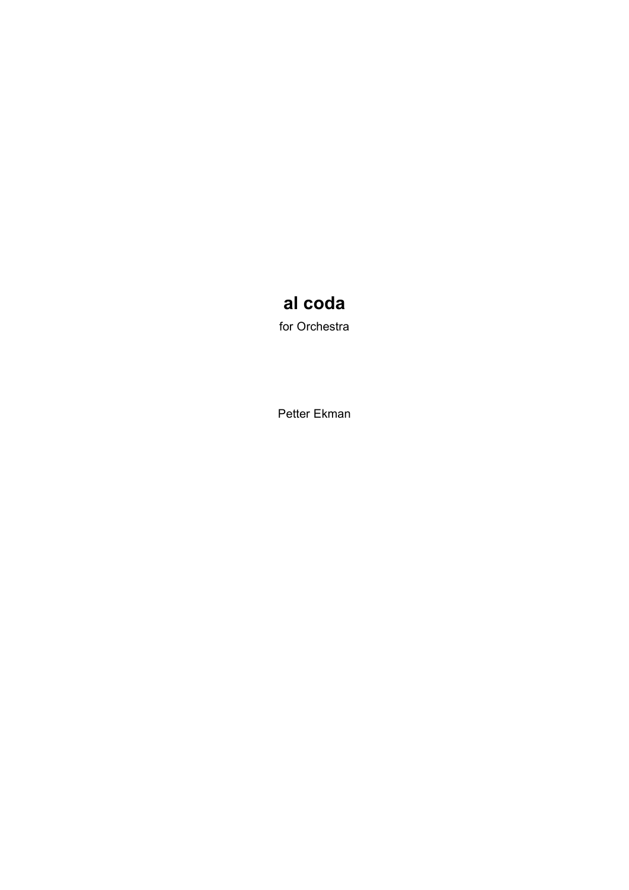# al coda

for Orchestra

Petter Ekman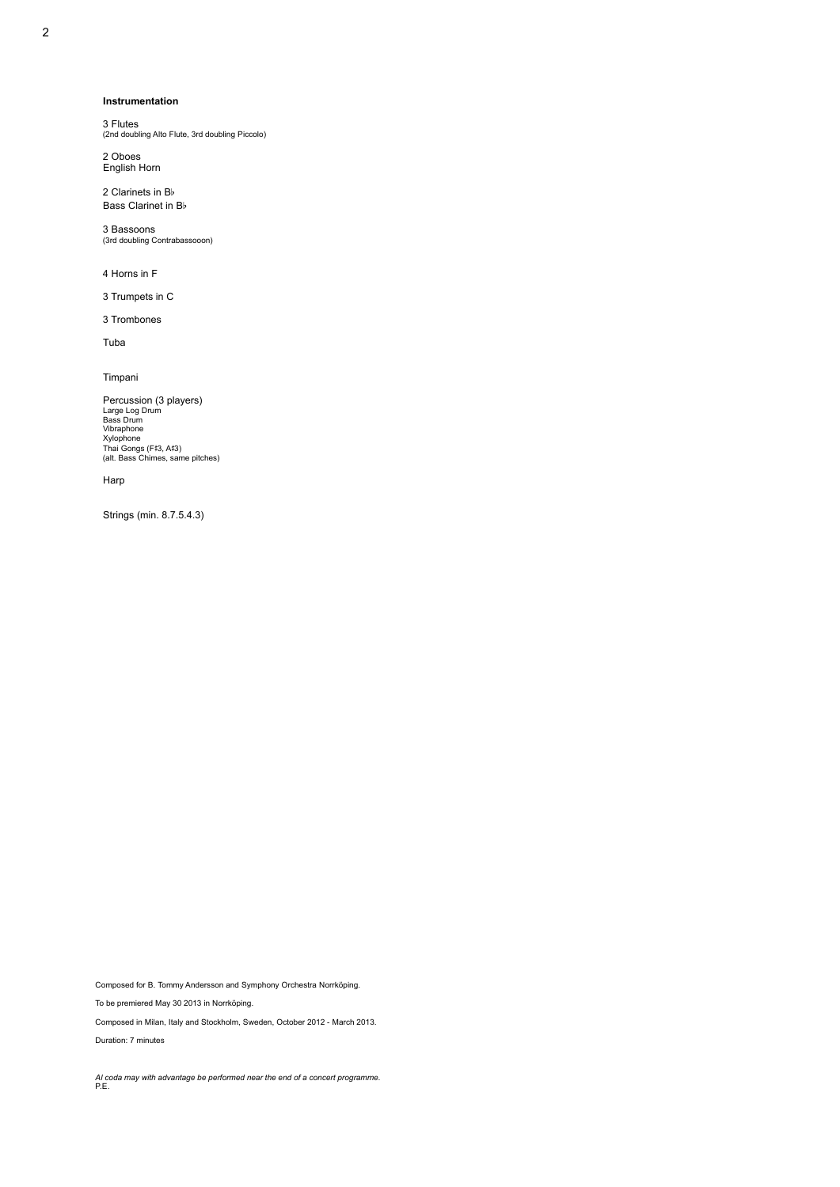## Instrumentation

3 Flutes
(2nd doubling Alto Flute, 3rd doubling Piccolo)

2 Oboes
English Horn

2 Clarinets in B♭
Bass Clarinet in B♭

3 Bassoons
(3rd doubling Contrabassooon)

4 Horns in F

3 Trumpets in C

3 Trombones

Tuba

Timpani

Percussion (3 players)
Large Log Drum
Bass Drum
Vibraphone
Xylophone
Thai Gongs (F♯3, A♯3)
(alt. Bass Chimes, same pitches)

Harp

Strings (min. 8.7.5.4.3)

Composed for B. Tommy Andersson and Symphony Orchestra Norrköping.

To be premiered May 30 2013 in Norrköping.

Composed in Milan, Italy and Stockholm, Sweden, October 2012 - March 2013.

Duration: 7 minutes

*Al coda may with advantage be performed near the end of a concert programme.*
P.E.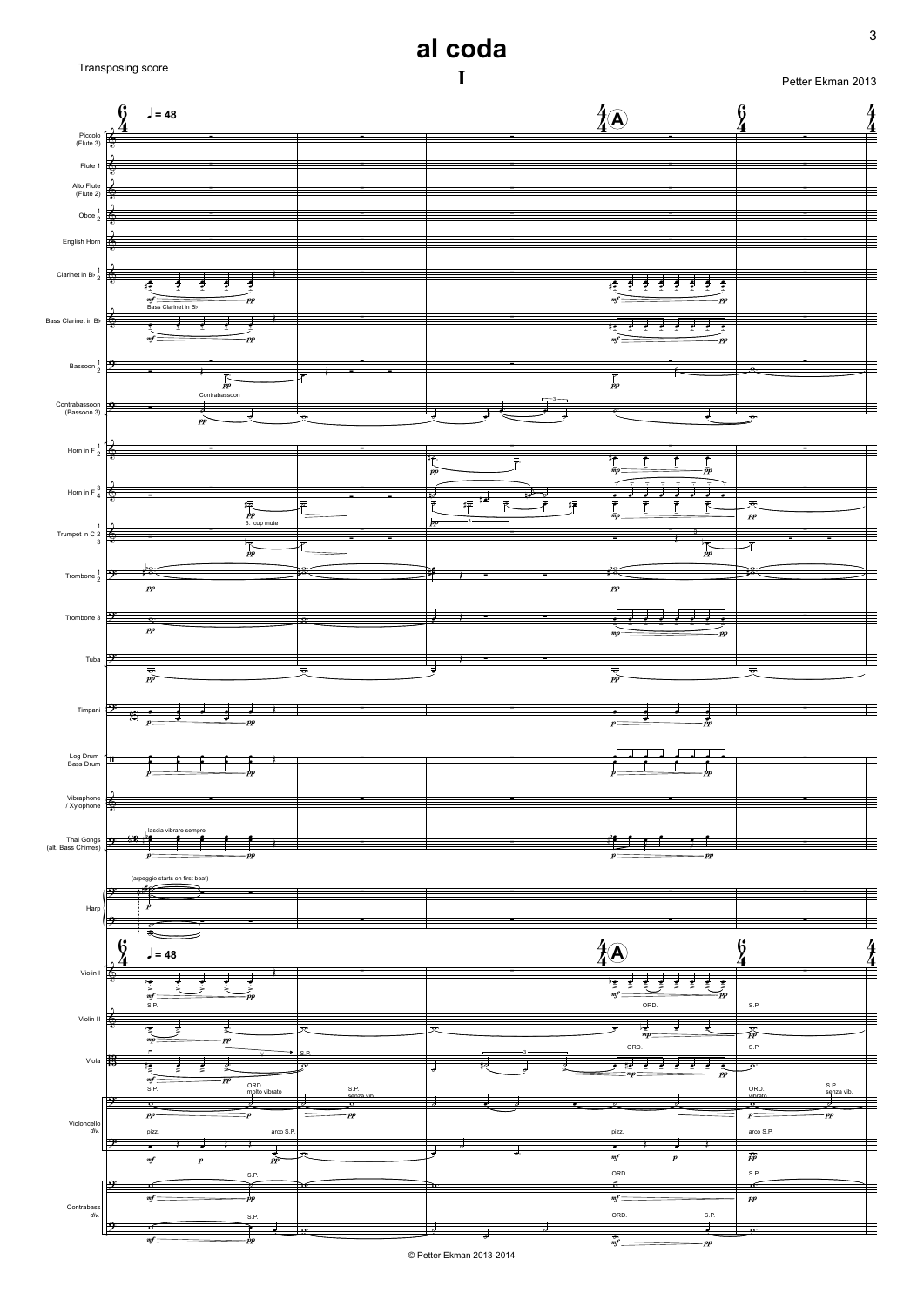# al coda

## I

Transposing score

Petter Ekman 2013

© Petter Ekman 2013-2014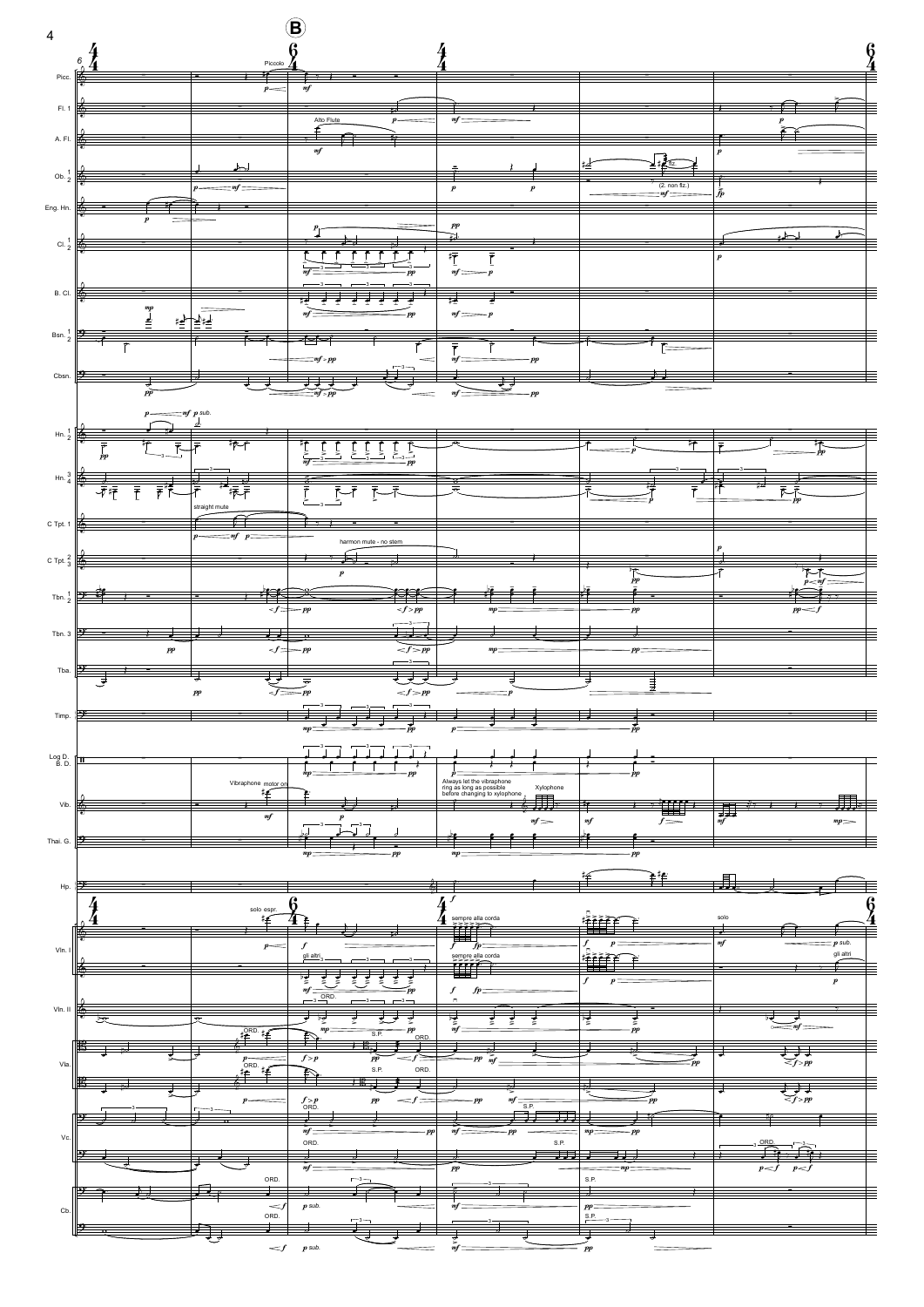**B**

Piccolo

Alto Flute

(2. non flz.)

straight mute

harmon mute - no stem

Vibraphone motor on

Always let the vibraphone ring as long as possible before changing to xylophone

Xylophone

solo espr.

gli altri

sempre alla corda

solo

gli altri

ORD.

S.P.

ORD.

p sub.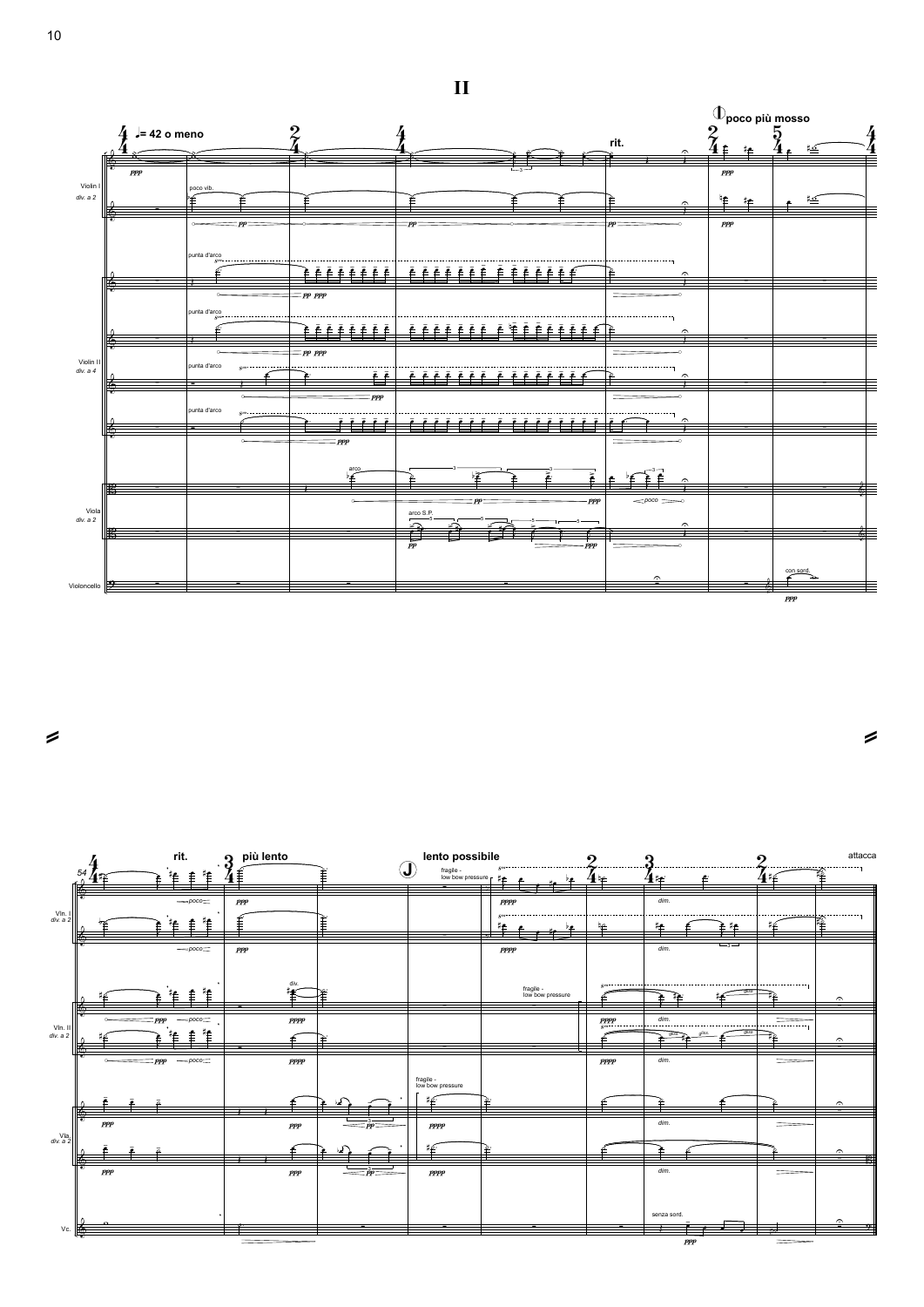# II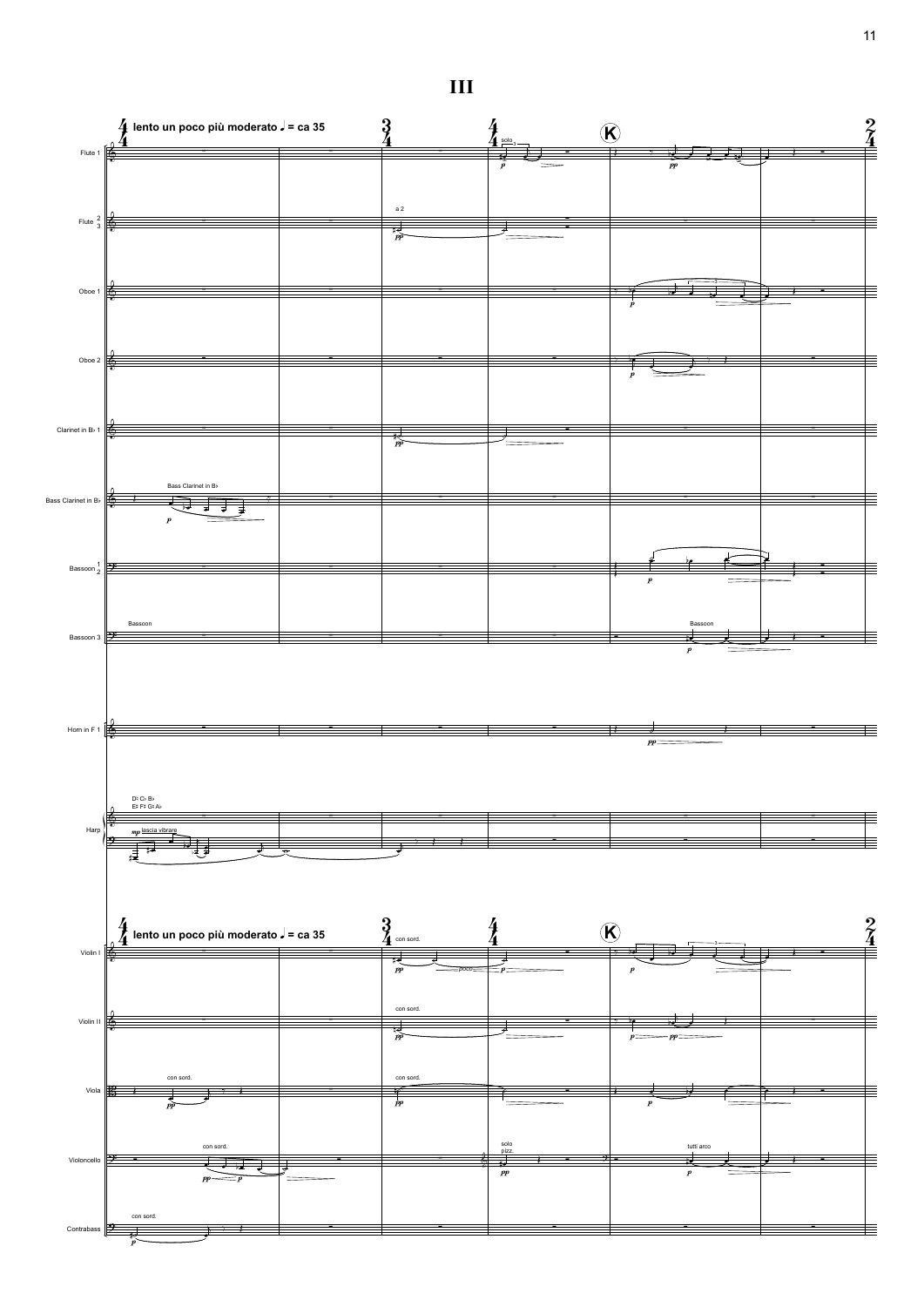# III